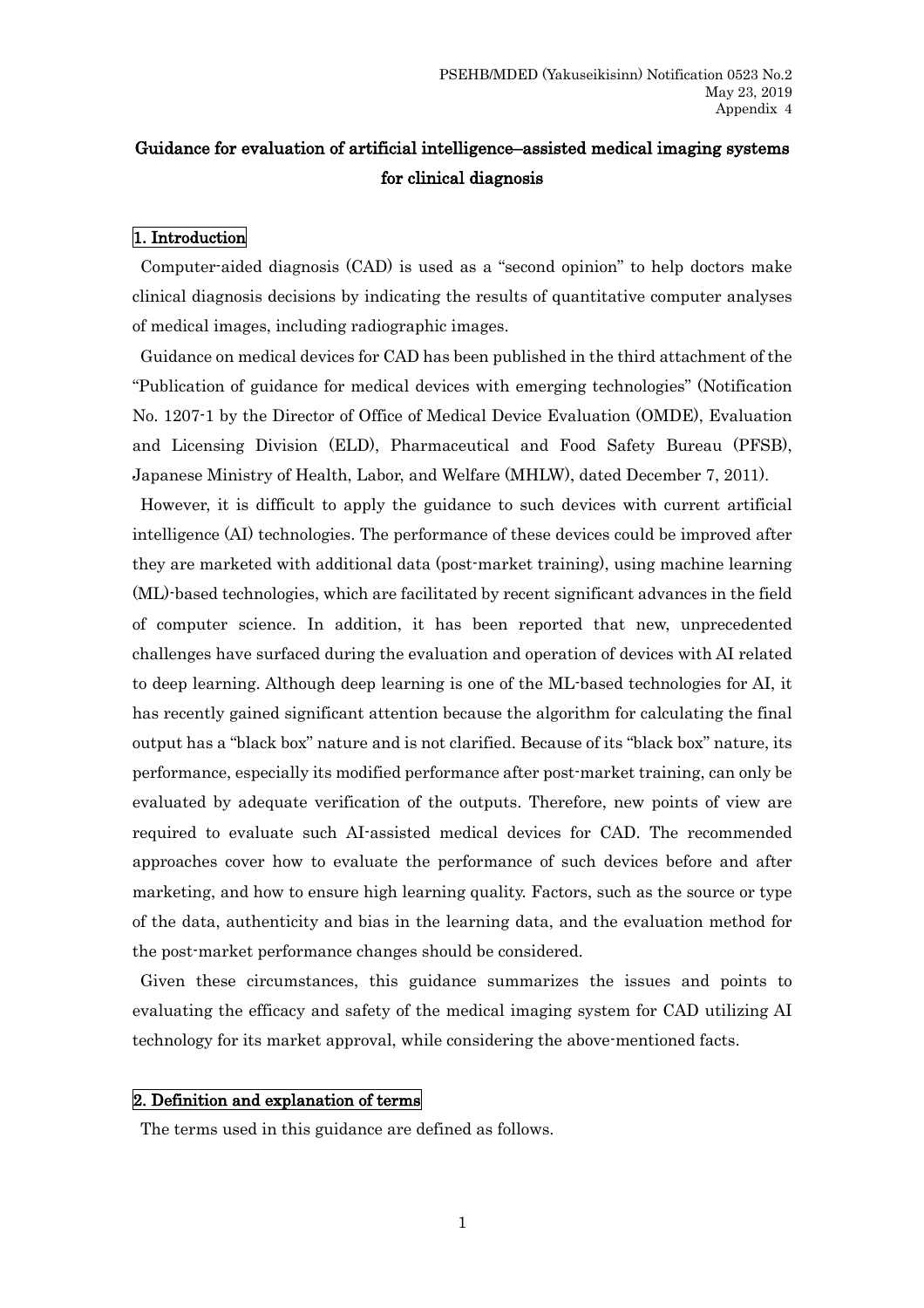PSEHB/MDED (Yakuseikisinn) Notification 0523 No.2
May 23, 2019
Appendix 4

# Guidance for evaluation of artificial intelligence–assisted medical imaging systems for clinical diagnosis

## 1. Introduction

Computer-aided diagnosis (CAD) is used as a "second opinion" to help doctors make clinical diagnosis decisions by indicating the results of quantitative computer analyses of medical images, including radiographic images.

Guidance on medical devices for CAD has been published in the third attachment of the "Publication of guidance for medical devices with emerging technologies" (Notification No. 1207-1 by the Director of Office of Medical Device Evaluation (OMDE), Evaluation and Licensing Division (ELD), Pharmaceutical and Food Safety Bureau (PFSB), Japanese Ministry of Health, Labor, and Welfare (MHLW), dated December 7, 2011).

However, it is difficult to apply the guidance to such devices with current artificial intelligence (AI) technologies. The performance of these devices could be improved after they are marketed with additional data (post-market training), using machine learning (ML)-based technologies, which are facilitated by recent significant advances in the field of computer science. In addition, it has been reported that new, unprecedented challenges have surfaced during the evaluation and operation of devices with AI related to deep learning. Although deep learning is one of the ML-based technologies for AI, it has recently gained significant attention because the algorithm for calculating the final output has a "black box" nature and is not clarified. Because of its "black box" nature, its performance, especially its modified performance after post-market training, can only be evaluated by adequate verification of the outputs. Therefore, new points of view are required to evaluate such AI-assisted medical devices for CAD. The recommended approaches cover how to evaluate the performance of such devices before and after marketing, and how to ensure high learning quality. Factors, such as the source or type of the data, authenticity and bias in the learning data, and the evaluation method for the post-market performance changes should be considered.

Given these circumstances, this guidance summarizes the issues and points to evaluating the efficacy and safety of the medical imaging system for CAD utilizing AI technology for its market approval, while considering the above-mentioned facts.

## 2. Definition and explanation of terms

The terms used in this guidance are defined as follows.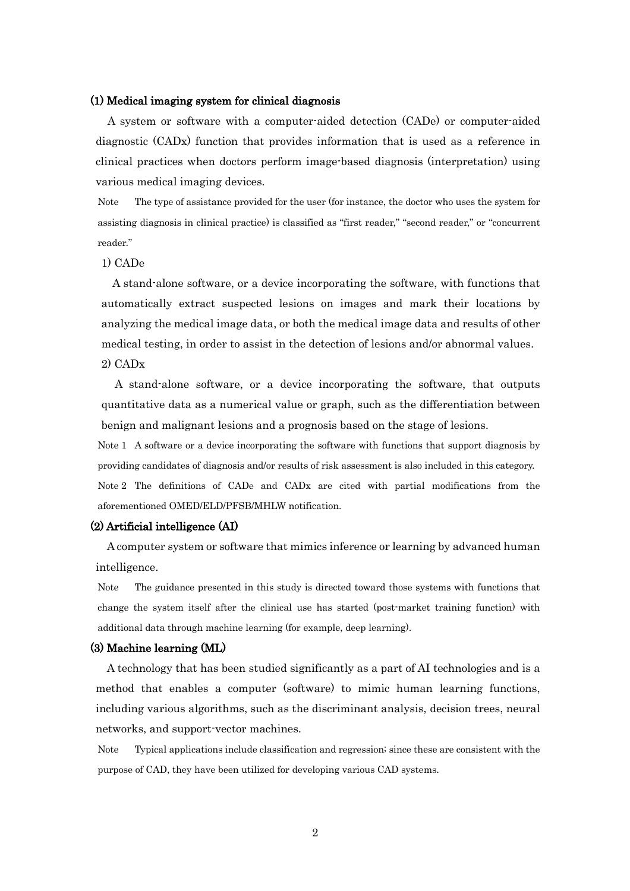**(1) Medical imaging system for clinical diagnosis**

A system or software with a computer-aided detection (CADe) or computer-aided diagnostic (CADx) function that provides information that is used as a reference in clinical practices when doctors perform image-based diagnosis (interpretation) using various medical imaging devices.

Note The type of assistance provided for the user (for instance, the doctor who uses the system for assisting diagnosis in clinical practice) is classified as "first reader," "second reader," or "concurrent reader."

1) CADe

A stand-alone software, or a device incorporating the software, with functions that automatically extract suspected lesions on images and mark their locations by analyzing the medical image data, or both the medical image data and results of other medical testing, in order to assist in the detection of lesions and/or abnormal values.

2) CADx

A stand-alone software, or a device incorporating the software, that outputs quantitative data as a numerical value or graph, such as the differentiation between benign and malignant lesions and a prognosis based on the stage of lesions.

Note 1 A software or a device incorporating the software with functions that support diagnosis by providing candidates of diagnosis and/or results of risk assessment is also included in this category.

Note 2 The definitions of CADe and CADx are cited with partial modifications from the aforementioned OMED/ELD/PFSB/MHLW notification.

**(2) Artificial intelligence (AI)**

A computer system or software that mimics inference or learning by advanced human intelligence.

Note The guidance presented in this study is directed toward those systems with functions that change the system itself after the clinical use has started (post-market training function) with additional data through machine learning (for example, deep learning).

**(3) Machine learning (ML)**

A technology that has been studied significantly as a part of AI technologies and is a method that enables a computer (software) to mimic human learning functions, including various algorithms, such as the discriminant analysis, decision trees, neural networks, and support-vector machines.

Note Typical applications include classification and regression; since these are consistent with the purpose of CAD, they have been utilized for developing various CAD systems.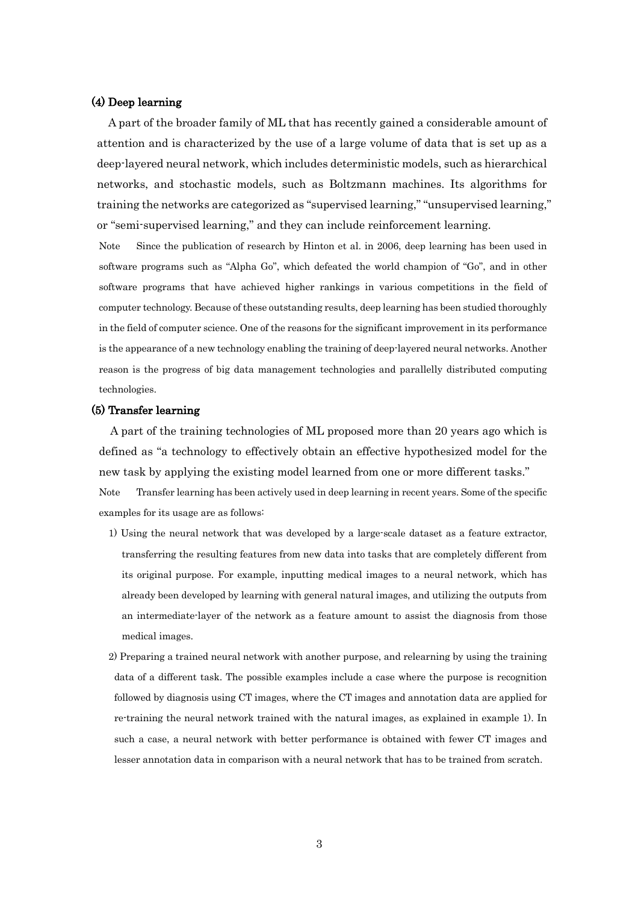### (4) Deep learning

A part of the broader family of ML that has recently gained a considerable amount of attention and is characterized by the use of a large volume of data that is set up as a deep-layered neural network, which includes deterministic models, such as hierarchical networks, and stochastic models, such as Boltzmann machines. Its algorithms for training the networks are categorized as "supervised learning," "unsupervised learning," or "semi-supervised learning," and they can include reinforcement learning.

Note Since the publication of research by Hinton et al. in 2006, deep learning has been used in software programs such as "Alpha Go", which defeated the world champion of "Go", and in other software programs that have achieved higher rankings in various competitions in the field of computer technology. Because of these outstanding results, deep learning has been studied thoroughly in the field of computer science. One of the reasons for the significant improvement in its performance is the appearance of a new technology enabling the training of deep-layered neural networks. Another reason is the progress of big data management technologies and parallelly distributed computing technologies.

### (5) Transfer learning

A part of the training technologies of ML proposed more than 20 years ago which is defined as "a technology to effectively obtain an effective hypothesized model for the new task by applying the existing model learned from one or more different tasks."

Note Transfer learning has been actively used in deep learning in recent years. Some of the specific examples for its usage are as follows:

1) Using the neural network that was developed by a large-scale dataset as a feature extractor, transferring the resulting features from new data into tasks that are completely different from its original purpose. For example, inputting medical images to a neural network, which has already been developed by learning with general natural images, and utilizing the outputs from an intermediate-layer of the network as a feature amount to assist the diagnosis from those medical images.

2) Preparing a trained neural network with another purpose, and relearning by using the training data of a different task. The possible examples include a case where the purpose is recognition followed by diagnosis using CT images, where the CT images and annotation data are applied for re-training the neural network trained with the natural images, as explained in example 1). In such a case, a neural network with better performance is obtained with fewer CT images and lesser annotation data in comparison with a neural network that has to be trained from scratch.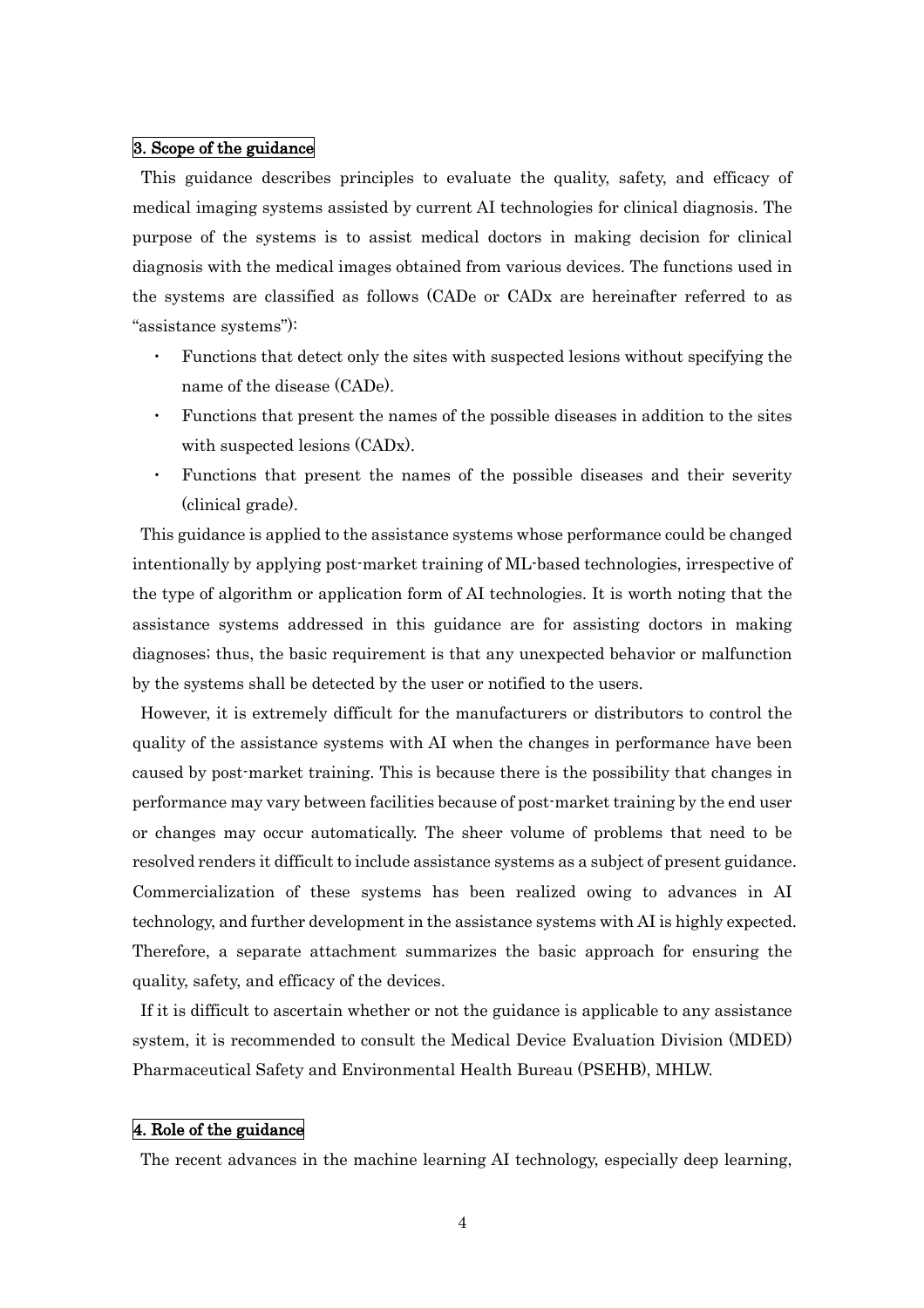## 3. Scope of the guidance

This guidance describes principles to evaluate the quality, safety, and efficacy of medical imaging systems assisted by current AI technologies for clinical diagnosis. The purpose of the systems is to assist medical doctors in making decision for clinical diagnosis with the medical images obtained from various devices. The functions used in the systems are classified as follows (CADe or CADx are hereinafter referred to as "assistance systems"):

- Functions that detect only the sites with suspected lesions without specifying the name of the disease (CADe).
- Functions that present the names of the possible diseases in addition to the sites with suspected lesions (CADx).
- Functions that present the names of the possible diseases and their severity (clinical grade).

This guidance is applied to the assistance systems whose performance could be changed intentionally by applying post-market training of ML-based technologies, irrespective of the type of algorithm or application form of AI technologies. It is worth noting that the assistance systems addressed in this guidance are for assisting doctors in making diagnoses; thus, the basic requirement is that any unexpected behavior or malfunction by the systems shall be detected by the user or notified to the users.

However, it is extremely difficult for the manufacturers or distributors to control the quality of the assistance systems with AI when the changes in performance have been caused by post-market training. This is because there is the possibility that changes in performance may vary between facilities because of post-market training by the end user or changes may occur automatically. The sheer volume of problems that need to be resolved renders it difficult to include assistance systems as a subject of present guidance. Commercialization of these systems has been realized owing to advances in AI technology, and further development in the assistance systems with AI is highly expected. Therefore, a separate attachment summarizes the basic approach for ensuring the quality, safety, and efficacy of the devices.

If it is difficult to ascertain whether or not the guidance is applicable to any assistance system, it is recommended to consult the Medical Device Evaluation Division (MDED) Pharmaceutical Safety and Environmental Health Bureau (PSEHB), MHLW.

## 4. Role of the guidance

The recent advances in the machine learning AI technology, especially deep learning,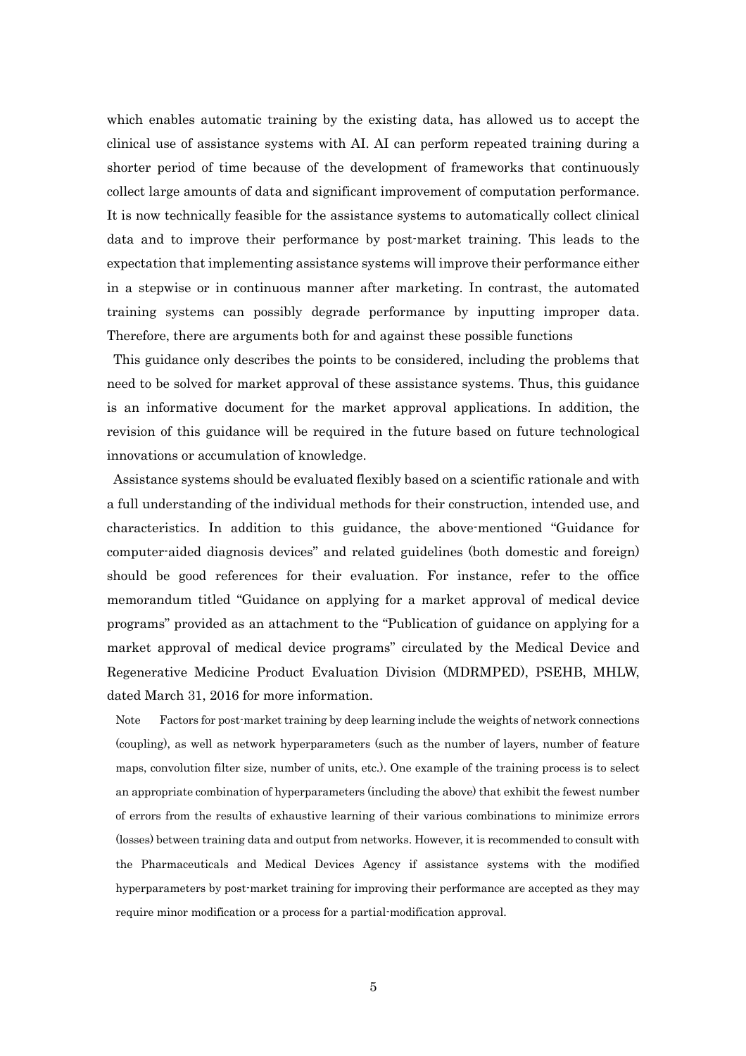which enables automatic training by the existing data, has allowed us to accept the clinical use of assistance systems with AI. AI can perform repeated training during a shorter period of time because of the development of frameworks that continuously collect large amounts of data and significant improvement of computation performance. It is now technically feasible for the assistance systems to automatically collect clinical data and to improve their performance by post-market training. This leads to the expectation that implementing assistance systems will improve their performance either in a stepwise or in continuous manner after marketing. In contrast, the automated training systems can possibly degrade performance by inputting improper data. Therefore, there are arguments both for and against these possible functions

This guidance only describes the points to be considered, including the problems that need to be solved for market approval of these assistance systems. Thus, this guidance is an informative document for the market approval applications. In addition, the revision of this guidance will be required in the future based on future technological innovations or accumulation of knowledge.

Assistance systems should be evaluated flexibly based on a scientific rationale and with a full understanding of the individual methods for their construction, intended use, and characteristics. In addition to this guidance, the above-mentioned "Guidance for computer-aided diagnosis devices" and related guidelines (both domestic and foreign) should be good references for their evaluation. For instance, refer to the office memorandum titled "Guidance on applying for a market approval of medical device programs" provided as an attachment to the "Publication of guidance on applying for a market approval of medical device programs" circulated by the Medical Device and Regenerative Medicine Product Evaluation Division (MDRMPED), PSEHB, MHLW, dated March 31, 2016 for more information.

Note Factors for post-market training by deep learning include the weights of network connections (coupling), as well as network hyperparameters (such as the number of layers, number of feature maps, convolution filter size, number of units, etc.). One example of the training process is to select an appropriate combination of hyperparameters (including the above) that exhibit the fewest number of errors from the results of exhaustive learning of their various combinations to minimize errors (losses) between training data and output from networks. However, it is recommended to consult with the Pharmaceuticals and Medical Devices Agency if assistance systems with the modified hyperparameters by post-market training for improving their performance are accepted as they may require minor modification or a process for a partial-modification approval.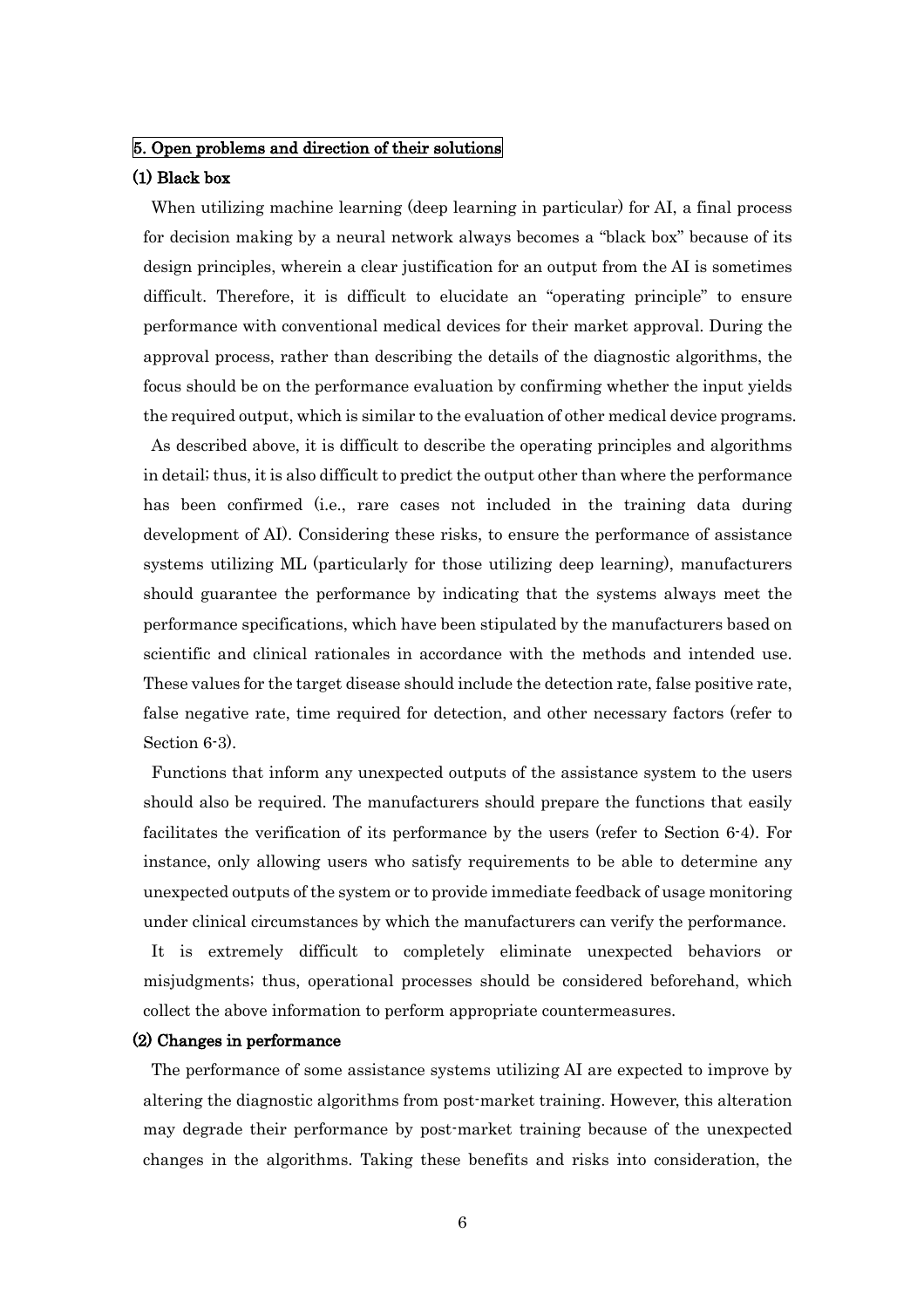## 5. Open problems and direction of their solutions

### (1) Black box

When utilizing machine learning (deep learning in particular) for AI, a final process for decision making by a neural network always becomes a "black box" because of its design principles, wherein a clear justification for an output from the AI is sometimes difficult. Therefore, it is difficult to elucidate an "operating principle" to ensure performance with conventional medical devices for their market approval. During the approval process, rather than describing the details of the diagnostic algorithms, the focus should be on the performance evaluation by confirming whether the input yields the required output, which is similar to the evaluation of other medical device programs.

As described above, it is difficult to describe the operating principles and algorithms in detail; thus, it is also difficult to predict the output other than where the performance has been confirmed (i.e., rare cases not included in the training data during development of AI). Considering these risks, to ensure the performance of assistance systems utilizing ML (particularly for those utilizing deep learning), manufacturers should guarantee the performance by indicating that the systems always meet the performance specifications, which have been stipulated by the manufacturers based on scientific and clinical rationales in accordance with the methods and intended use. These values for the target disease should include the detection rate, false positive rate, false negative rate, time required for detection, and other necessary factors (refer to Section 6-3).

Functions that inform any unexpected outputs of the assistance system to the users should also be required. The manufacturers should prepare the functions that easily facilitates the verification of its performance by the users (refer to Section 6-4). For instance, only allowing users who satisfy requirements to be able to determine any unexpected outputs of the system or to provide immediate feedback of usage monitoring under clinical circumstances by which the manufacturers can verify the performance.

It is extremely difficult to completely eliminate unexpected behaviors or misjudgments; thus, operational processes should be considered beforehand, which collect the above information to perform appropriate countermeasures.

### (2) Changes in performance

The performance of some assistance systems utilizing AI are expected to improve by altering the diagnostic algorithms from post-market training. However, this alteration may degrade their performance by post-market training because of the unexpected changes in the algorithms. Taking these benefits and risks into consideration, the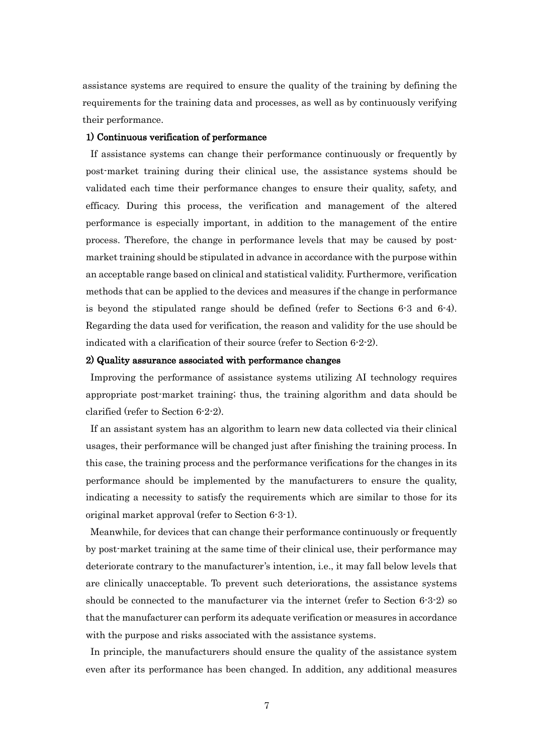assistance systems are required to ensure the quality of the training by defining the requirements for the training data and processes, as well as by continuously verifying their performance.

**1) Continuous verification of performance**

If assistance systems can change their performance continuously or frequently by post-market training during their clinical use, the assistance systems should be validated each time their performance changes to ensure their quality, safety, and efficacy. During this process, the verification and management of the altered performance is especially important, in addition to the management of the entire process. Therefore, the change in performance levels that may be caused by post-market training should be stipulated in advance in accordance with the purpose within an acceptable range based on clinical and statistical validity. Furthermore, verification methods that can be applied to the devices and measures if the change in performance is beyond the stipulated range should be defined (refer to Sections 6-3 and 6-4). Regarding the data used for verification, the reason and validity for the use should be indicated with a clarification of their source (refer to Section 6-2-2).

**2) Quality assurance associated with performance changes**

Improving the performance of assistance systems utilizing AI technology requires appropriate post-market training; thus, the training algorithm and data should be clarified (refer to Section 6-2-2).

If an assistant system has an algorithm to learn new data collected via their clinical usages, their performance will be changed just after finishing the training process. In this case, the training process and the performance verifications for the changes in its performance should be implemented by the manufacturers to ensure the quality, indicating a necessity to satisfy the requirements which are similar to those for its original market approval (refer to Section 6-3-1).

Meanwhile, for devices that can change their performance continuously or frequently by post-market training at the same time of their clinical use, their performance may deteriorate contrary to the manufacturer's intention, i.e., it may fall below levels that are clinically unacceptable. To prevent such deteriorations, the assistance systems should be connected to the manufacturer via the internet (refer to Section 6-3-2) so that the manufacturer can perform its adequate verification or measures in accordance with the purpose and risks associated with the assistance systems.

In principle, the manufacturers should ensure the quality of the assistance system even after its performance has been changed. In addition, any additional measures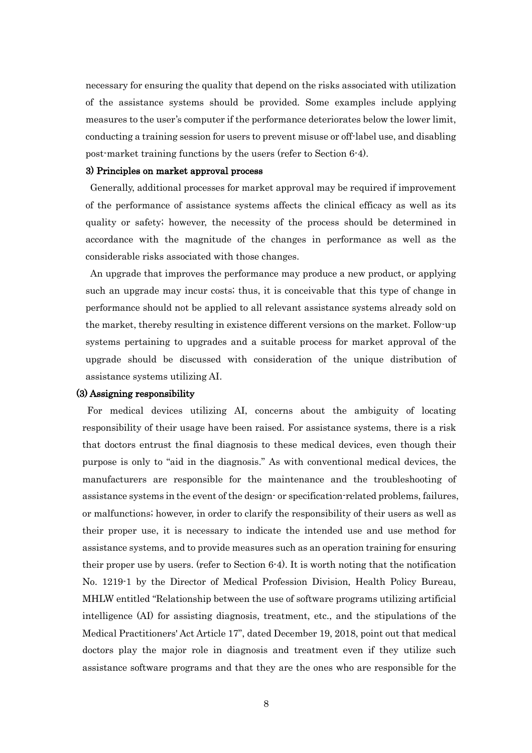necessary for ensuring the quality that depend on the risks associated with utilization of the assistance systems should be provided. Some examples include applying measures to the user's computer if the performance deteriorates below the lower limit, conducting a training session for users to prevent misuse or off-label use, and disabling post-market training functions by the users (refer to Section 6-4).

#### 3) Principles on market approval process

Generally, additional processes for market approval may be required if improvement of the performance of assistance systems affects the clinical efficacy as well as its quality or safety; however, the necessity of the process should be determined in accordance with the magnitude of the changes in performance as well as the considerable risks associated with those changes.

An upgrade that improves the performance may produce a new product, or applying such an upgrade may incur costs; thus, it is conceivable that this type of change in performance should not be applied to all relevant assistance systems already sold on the market, thereby resulting in existence different versions on the market. Follow-up systems pertaining to upgrades and a suitable process for market approval of the upgrade should be discussed with consideration of the unique distribution of assistance systems utilizing AI.

### (3) Assigning responsibility

For medical devices utilizing AI, concerns about the ambiguity of locating responsibility of their usage have been raised. For assistance systems, there is a risk that doctors entrust the final diagnosis to these medical devices, even though their purpose is only to "aid in the diagnosis." As with conventional medical devices, the manufacturers are responsible for the maintenance and the troubleshooting of assistance systems in the event of the design- or specification-related problems, failures, or malfunctions; however, in order to clarify the responsibility of their users as well as their proper use, it is necessary to indicate the intended use and use method for assistance systems, and to provide measures such as an operation training for ensuring their proper use by users. (refer to Section 6-4). It is worth noting that the notification No. 1219-1 by the Director of Medical Profession Division, Health Policy Bureau, MHLW entitled "Relationship between the use of software programs utilizing artificial intelligence (AI) for assisting diagnosis, treatment, etc., and the stipulations of the Medical Practitioners' Act Article 17", dated December 19, 2018, point out that medical doctors play the major role in diagnosis and treatment even if they utilize such assistance software programs and that they are the ones who are responsible for the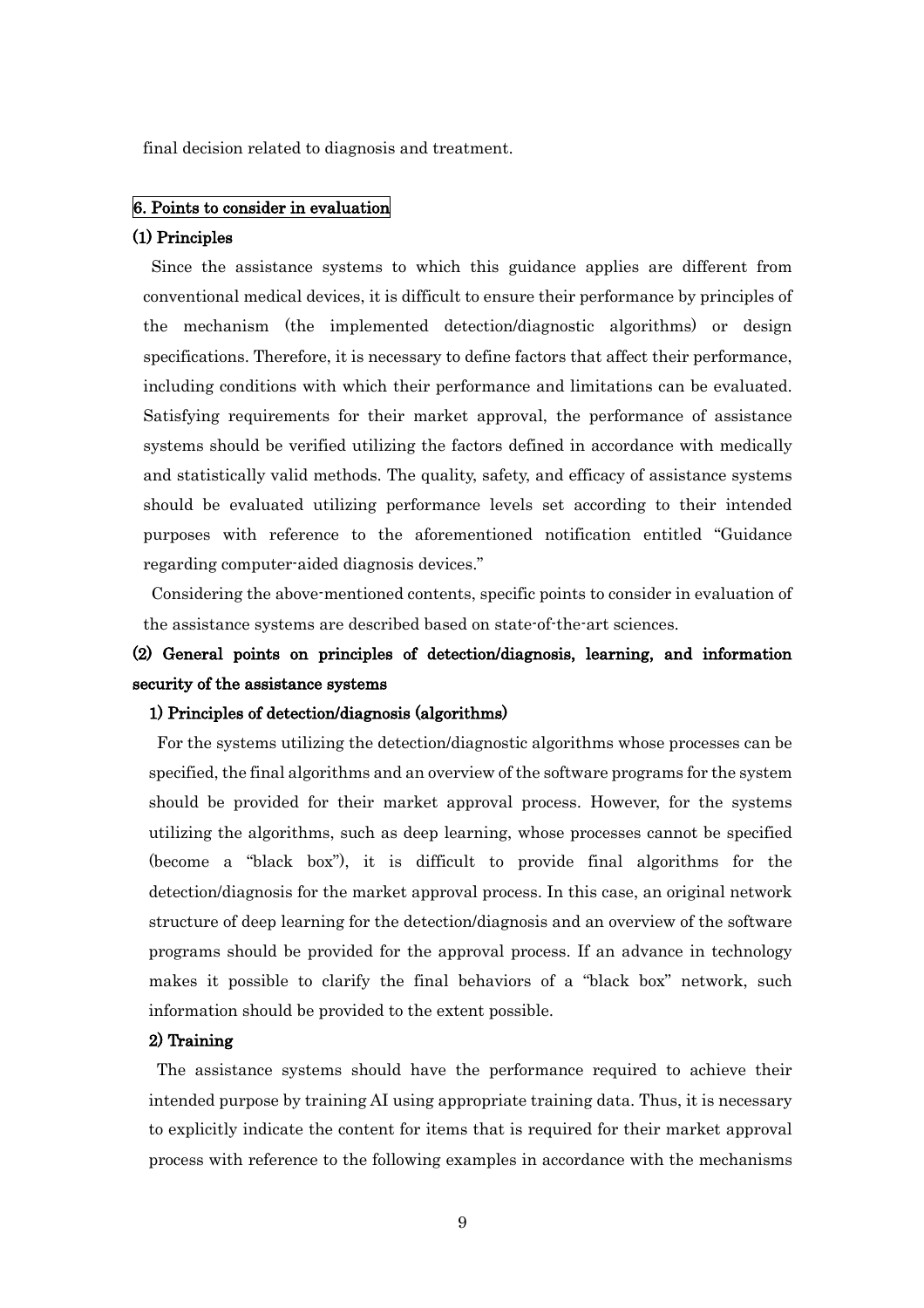final decision related to diagnosis and treatment.

## 6. Points to consider in evaluation

### (1) Principles

Since the assistance systems to which this guidance applies are different from conventional medical devices, it is difficult to ensure their performance by principles of the mechanism (the implemented detection/diagnostic algorithms) or design specifications. Therefore, it is necessary to define factors that affect their performance, including conditions with which their performance and limitations can be evaluated. Satisfying requirements for their market approval, the performance of assistance systems should be verified utilizing the factors defined in accordance with medically and statistically valid methods. The quality, safety, and efficacy of assistance systems should be evaluated utilizing performance levels set according to their intended purposes with reference to the aforementioned notification entitled "Guidance regarding computer-aided diagnosis devices."

Considering the above-mentioned contents, specific points to consider in evaluation of the assistance systems are described based on state-of-the-art sciences.

### (2) General points on principles of detection/diagnosis, learning, and information security of the assistance systems

#### 1) Principles of detection/diagnosis (algorithms)

For the systems utilizing the detection/diagnostic algorithms whose processes can be specified, the final algorithms and an overview of the software programs for the system should be provided for their market approval process. However, for the systems utilizing the algorithms, such as deep learning, whose processes cannot be specified (become a "black box"), it is difficult to provide final algorithms for the detection/diagnosis for the market approval process. In this case, an original network structure of deep learning for the detection/diagnosis and an overview of the software programs should be provided for the approval process. If an advance in technology makes it possible to clarify the final behaviors of a "black box" network, such information should be provided to the extent possible.

#### 2) Training

The assistance systems should have the performance required to achieve their intended purpose by training AI using appropriate training data. Thus, it is necessary to explicitly indicate the content for items that is required for their market approval process with reference to the following examples in accordance with the mechanisms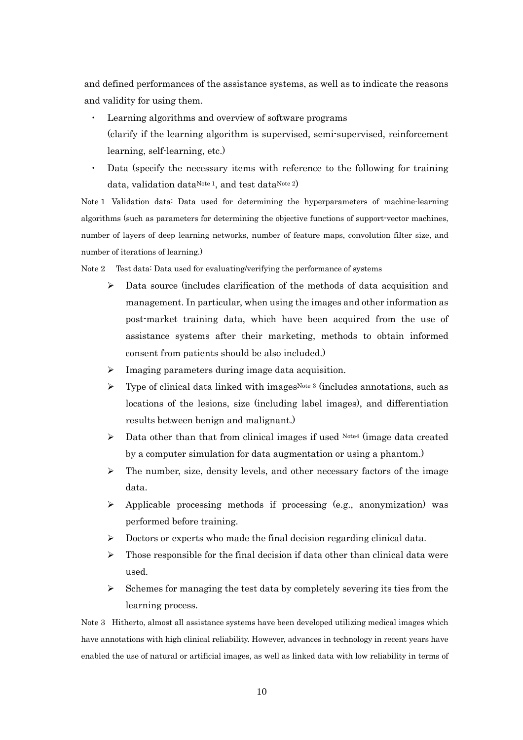and defined performances of the assistance systems, as well as to indicate the reasons and validity for using them.

- Learning algorithms and overview of software programs (clarify if the learning algorithm is supervised, semi-supervised, reinforcement learning, self-learning, etc.)
- Data (specify the necessary items with reference to the following for training data, validation data[Note 1], and test data[Note 2])

Note 1 Validation data: Data used for determining the hyperparameters of machine-learning algorithms (such as parameters for determining the objective functions of support-vector machines, number of layers of deep learning networks, number of feature maps, convolution filter size, and number of iterations of learning.)

Note 2 Test data: Data used for evaluating/verifying the performance of systems

  - Data source (includes clarification of the methods of data acquisition and management. In particular, when using the images and other information as post-market training data, which have been acquired from the use of assistance systems after their marketing, methods to obtain informed consent from patients should be also included.)
  - Imaging parameters during image data acquisition.
  - Type of clinical data linked with images[Note 3] (includes annotations, such as locations of the lesions, size (including label images), and differentiation results between benign and malignant.)
  - Data other than that from clinical images if used [Note4] (image data created by a computer simulation for data augmentation or using a phantom.)
  - The number, size, density levels, and other necessary factors of the image data.
  - Applicable processing methods if processing (e.g., anonymization) was performed before training.
  - Doctors or experts who made the final decision regarding clinical data.
  - Those responsible for the final decision if data other than clinical data were used.
  - Schemes for managing the test data by completely severing its ties from the learning process.

Note 3 Hitherto, almost all assistance systems have been developed utilizing medical images which have annotations with high clinical reliability. However, advances in technology in recent years have enabled the use of natural or artificial images, as well as linked data with low reliability in terms of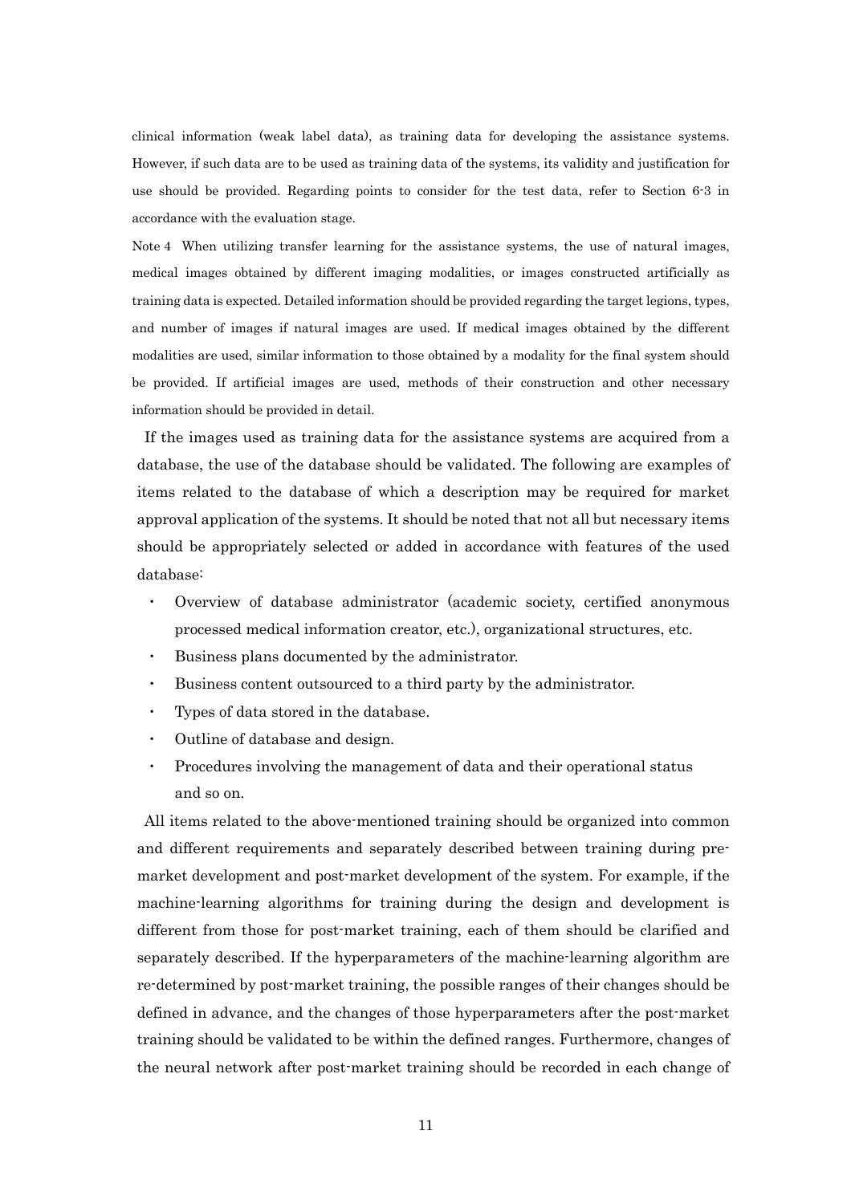clinical information (weak label data), as training data for developing the assistance systems. However, if such data are to be used as training data of the systems, its validity and justification for use should be provided. Regarding points to consider for the test data, refer to Section 6-3 in accordance with the evaluation stage.

Note 4 When utilizing transfer learning for the assistance systems, the use of natural images, medical images obtained by different imaging modalities, or images constructed artificially as training data is expected. Detailed information should be provided regarding the target legions, types, and number of images if natural images are used. If medical images obtained by the different modalities are used, similar information to those obtained by a modality for the final system should be provided. If artificial images are used, methods of their construction and other necessary information should be provided in detail.

If the images used as training data for the assistance systems are acquired from a database, the use of the database should be validated. The following are examples of items related to the database of which a description may be required for market approval application of the systems. It should be noted that not all but necessary items should be appropriately selected or added in accordance with features of the used database:

- Overview of database administrator (academic society, certified anonymous processed medical information creator, etc.), organizational structures, etc.
- Business plans documented by the administrator.
- Business content outsourced to a third party by the administrator.
- Types of data stored in the database.
- Outline of database and design.
- Procedures involving the management of data and their operational status and so on.

All items related to the above-mentioned training should be organized into common and different requirements and separately described between training during pre-market development and post-market development of the system. For example, if the machine-learning algorithms for training during the design and development is different from those for post-market training, each of them should be clarified and separately described. If the hyperparameters of the machine-learning algorithm are re-determined by post-market training, the possible ranges of their changes should be defined in advance, and the changes of those hyperparameters after the post-market training should be validated to be within the defined ranges. Furthermore, changes of the neural network after post-market training should be recorded in each change of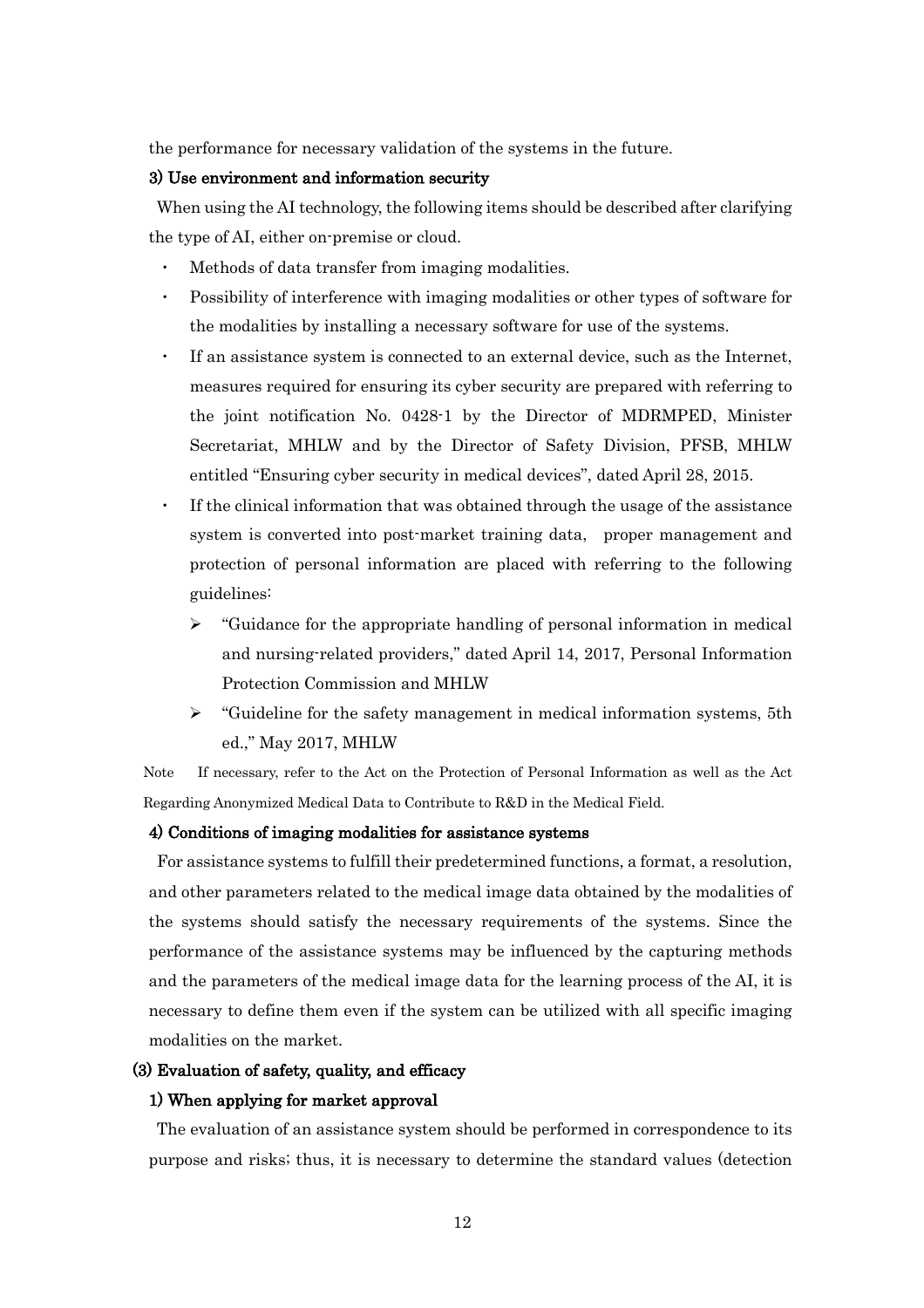the performance for necessary validation of the systems in the future.

#### 3) Use environment and information security

When using the AI technology, the following items should be described after clarifying the type of AI, either on-premise or cloud.

- Methods of data transfer from imaging modalities.
- Possibility of interference with imaging modalities or other types of software for the modalities by installing a necessary software for use of the systems.
- If an assistance system is connected to an external device, such as the Internet, measures required for ensuring its cyber security are prepared with referring to the joint notification No. 0428-1 by the Director of MDRMPED, Minister Secretariat, MHLW and by the Director of Safety Division, PFSB, MHLW entitled "Ensuring cyber security in medical devices", dated April 28, 2015.
- If the clinical information that was obtained through the usage of the assistance system is converted into post-market training data, proper management and protection of personal information are placed with referring to the following guidelines:
  - "Guidance for the appropriate handling of personal information in medical and nursing-related providers," dated April 14, 2017, Personal Information Protection Commission and MHLW
  - "Guideline for the safety management in medical information systems, 5th ed.," May 2017, MHLW

Note　If necessary, refer to the Act on the Protection of Personal Information as well as the Act Regarding Anonymized Medical Data to Contribute to R&D in the Medical Field.

#### 4) Conditions of imaging modalities for assistance systems

For assistance systems to fulfill their predetermined functions, a format, a resolution, and other parameters related to the medical image data obtained by the modalities of the systems should satisfy the necessary requirements of the systems. Since the performance of the assistance systems may be influenced by the capturing methods and the parameters of the medical image data for the learning process of the AI, it is necessary to define them even if the system can be utilized with all specific imaging modalities on the market.

### (3) Evaluation of safety, quality, and efficacy

#### 1) When applying for market approval

The evaluation of an assistance system should be performed in correspondence to its purpose and risks; thus, it is necessary to determine the standard values (detection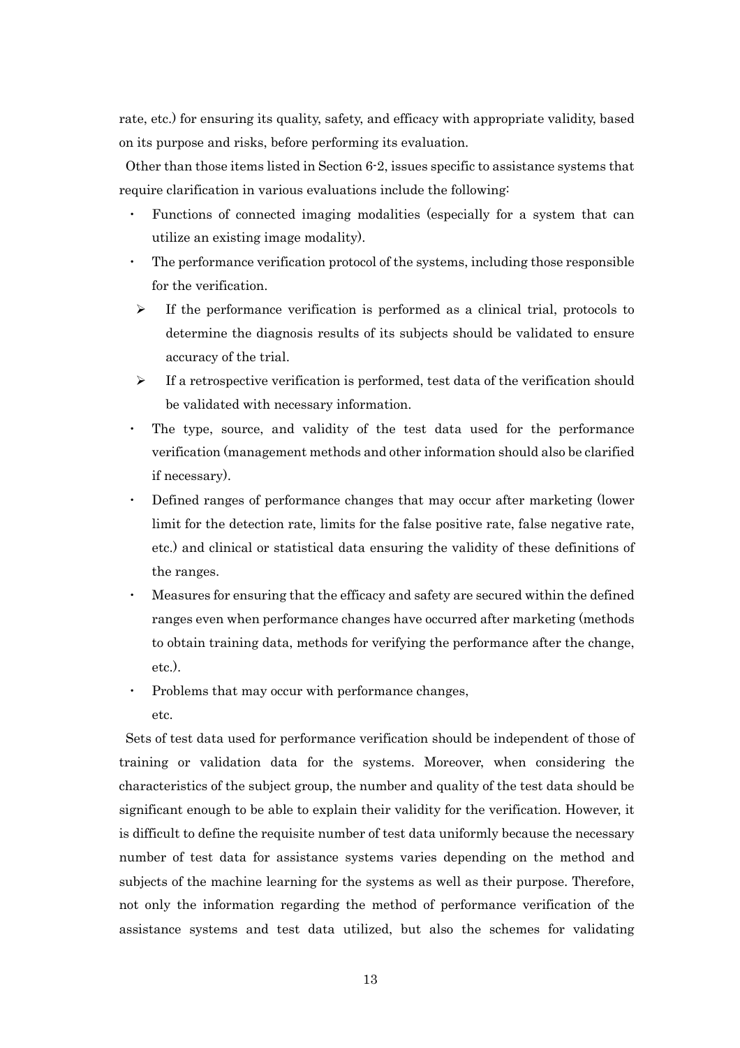rate, etc.) for ensuring its quality, safety, and efficacy with appropriate validity, based on its purpose and risks, before performing its evaluation.

Other than those items listed in Section 6-2, issues specific to assistance systems that require clarification in various evaluations include the following:

- Functions of connected imaging modalities (especially for a system that can utilize an existing image modality).
- The performance verification protocol of the systems, including those responsible for the verification.
  - If the performance verification is performed as a clinical trial, protocols to determine the diagnosis results of its subjects should be validated to ensure accuracy of the trial.
  - If a retrospective verification is performed, test data of the verification should be validated with necessary information.
- The type, source, and validity of the test data used for the performance verification (management methods and other information should also be clarified if necessary).
- Defined ranges of performance changes that may occur after marketing (lower limit for the detection rate, limits for the false positive rate, false negative rate, etc.) and clinical or statistical data ensuring the validity of these definitions of the ranges.
- Measures for ensuring that the efficacy and safety are secured within the defined ranges even when performance changes have occurred after marketing (methods to obtain training data, methods for verifying the performance after the change, etc.).
- Problems that may occur with performance changes,

  etc.

Sets of test data used for performance verification should be independent of those of training or validation data for the systems. Moreover, when considering the characteristics of the subject group, the number and quality of the test data should be significant enough to be able to explain their validity for the verification. However, it is difficult to define the requisite number of test data uniformly because the necessary number of test data for assistance systems varies depending on the method and subjects of the machine learning for the systems as well as their purpose. Therefore, not only the information regarding the method of performance verification of the assistance systems and test data utilized, but also the schemes for validating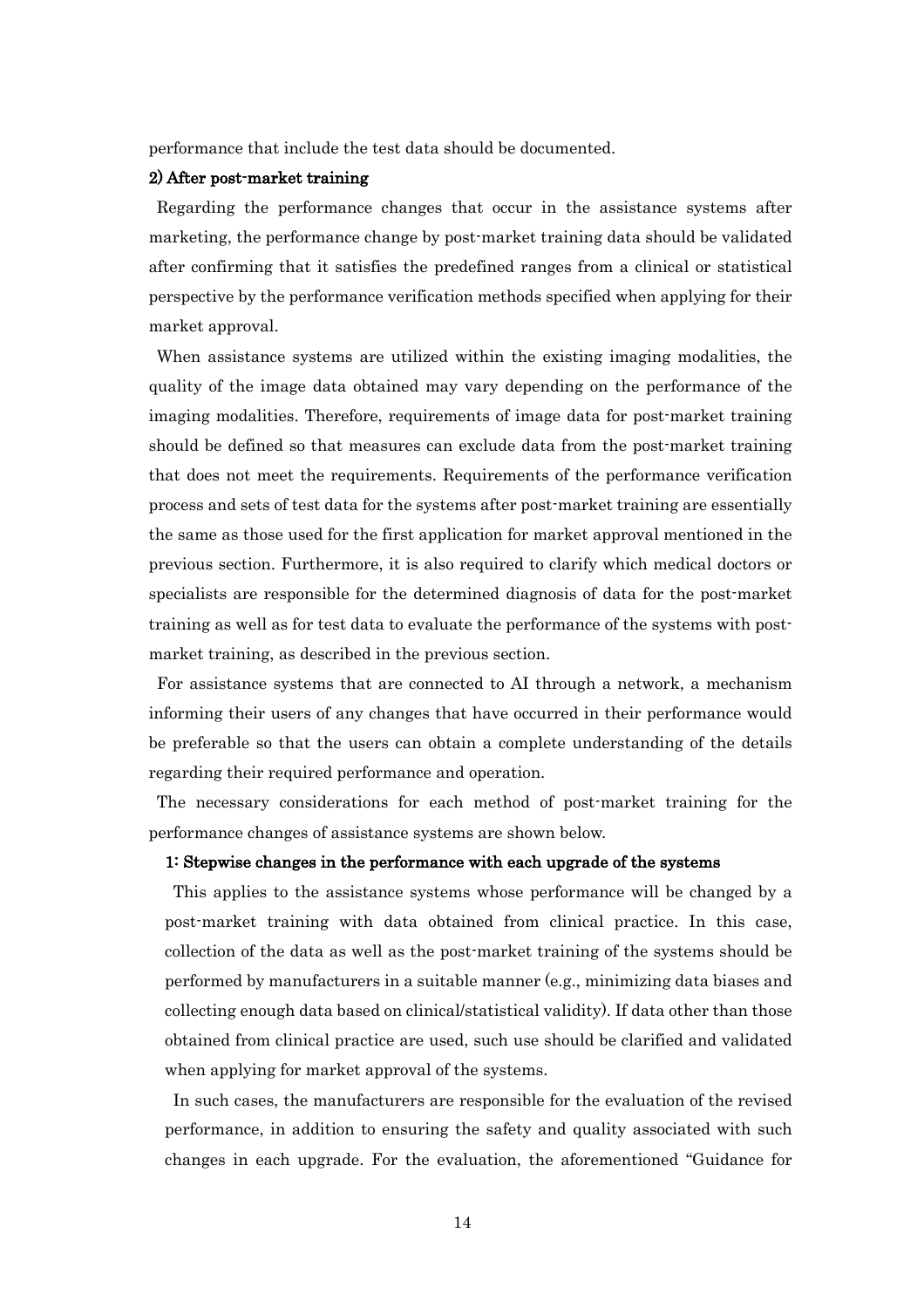performance that include the test data should be documented.

#### 2) After post-market training

Regarding the performance changes that occur in the assistance systems after marketing, the performance change by post-market training data should be validated after confirming that it satisfies the predefined ranges from a clinical or statistical perspective by the performance verification methods specified when applying for their market approval.

When assistance systems are utilized within the existing imaging modalities, the quality of the image data obtained may vary depending on the performance of the imaging modalities. Therefore, requirements of image data for post-market training should be defined so that measures can exclude data from the post-market training that does not meet the requirements. Requirements of the performance verification process and sets of test data for the systems after post-market training are essentially the same as those used for the first application for market approval mentioned in the previous section. Furthermore, it is also required to clarify which medical doctors or specialists are responsible for the determined diagnosis of data for the post-market training as well as for test data to evaluate the performance of the systems with post-market training, as described in the previous section.

For assistance systems that are connected to AI through a network, a mechanism informing their users of any changes that have occurred in their performance would be preferable so that the users can obtain a complete understanding of the details regarding their required performance and operation.

The necessary considerations for each method of post-market training for the performance changes of assistance systems are shown below.

##### 1: Stepwise changes in the performance with each upgrade of the systems

This applies to the assistance systems whose performance will be changed by a post-market training with data obtained from clinical practice. In this case, collection of the data as well as the post-market training of the systems should be performed by manufacturers in a suitable manner (e.g., minimizing data biases and collecting enough data based on clinical/statistical validity). If data other than those obtained from clinical practice are used, such use should be clarified and validated when applying for market approval of the systems.

In such cases, the manufacturers are responsible for the evaluation of the revised performance, in addition to ensuring the safety and quality associated with such changes in each upgrade. For the evaluation, the aforementioned "Guidance for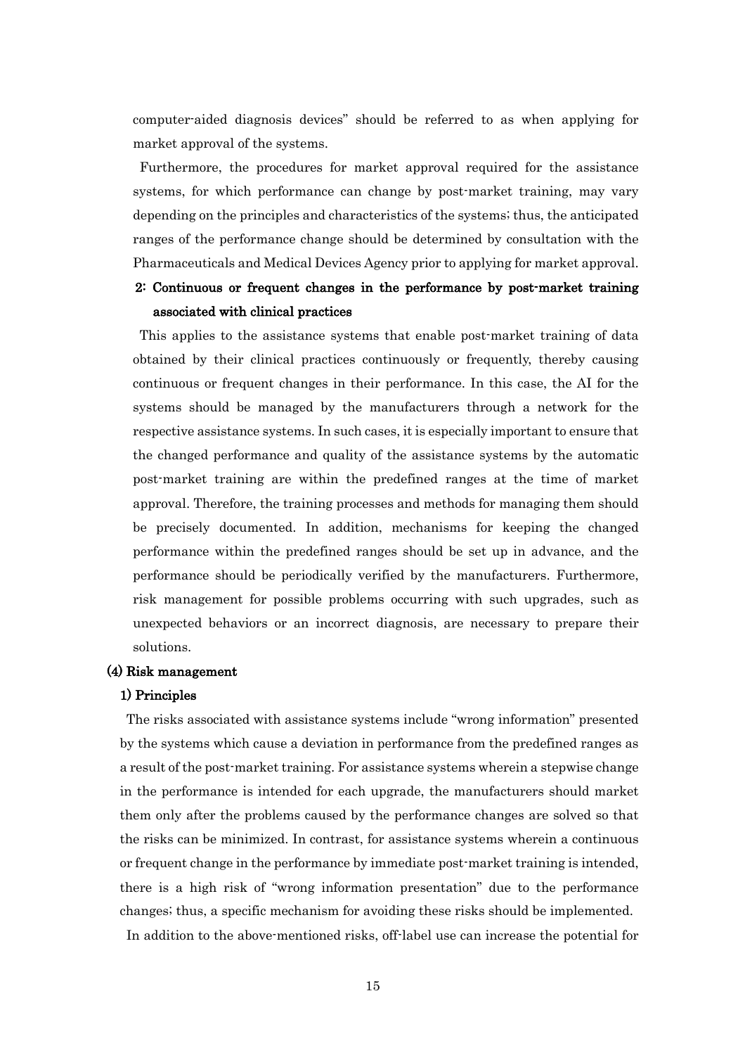computer-aided diagnosis devices" should be referred to as when applying for market approval of the systems.

Furthermore, the procedures for market approval required for the assistance systems, for which performance can change by post-market training, may vary depending on the principles and characteristics of the systems; thus, the anticipated ranges of the performance change should be determined by consultation with the Pharmaceuticals and Medical Devices Agency prior to applying for market approval.

**2: Continuous or frequent changes in the performance by post-market training associated with clinical practices**

This applies to the assistance systems that enable post-market training of data obtained by their clinical practices continuously or frequently, thereby causing continuous or frequent changes in their performance. In this case, the AI for the systems should be managed by the manufacturers through a network for the respective assistance systems. In such cases, it is especially important to ensure that the changed performance and quality of the assistance systems by the automatic post-market training are within the predefined ranges at the time of market approval. Therefore, the training processes and methods for managing them should be precisely documented. In addition, mechanisms for keeping the changed performance within the predefined ranges should be set up in advance, and the performance should be periodically verified by the manufacturers. Furthermore, risk management for possible problems occurring with such upgrades, such as unexpected behaviors or an incorrect diagnosis, are necessary to prepare their solutions.

### (4) Risk management

#### 1) Principles

The risks associated with assistance systems include "wrong information" presented by the systems which cause a deviation in performance from the predefined ranges as a result of the post-market training. For assistance systems wherein a stepwise change in the performance is intended for each upgrade, the manufacturers should market them only after the problems caused by the performance changes are solved so that the risks can be minimized. In contrast, for assistance systems wherein a continuous or frequent change in the performance by immediate post-market training is intended, there is a high risk of "wrong information presentation" due to the performance changes; thus, a specific mechanism for avoiding these risks should be implemented.

In addition to the above-mentioned risks, off-label use can increase the potential for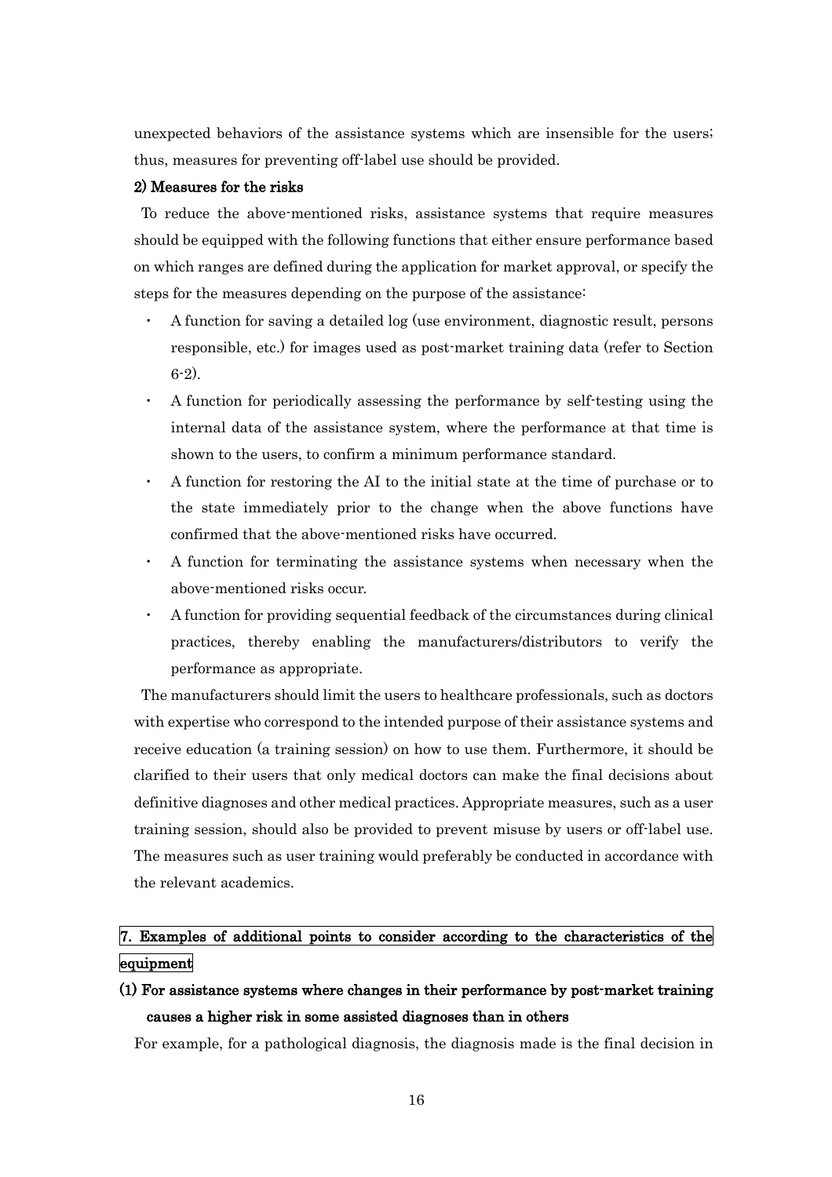unexpected behaviors of the assistance systems which are insensible for the users; thus, measures for preventing off-label use should be provided.

#### 2) Measures for the risks

To reduce the above-mentioned risks, assistance systems that require measures should be equipped with the following functions that either ensure performance based on which ranges are defined during the application for market approval, or specify the steps for the measures depending on the purpose of the assistance:

- A function for saving a detailed log (use environment, diagnostic result, persons responsible, etc.) for images used as post-market training data (refer to Section 6-2).
- A function for periodically assessing the performance by self-testing using the internal data of the assistance system, where the performance at that time is shown to the users, to confirm a minimum performance standard.
- A function for restoring the AI to the initial state at the time of purchase or to the state immediately prior to the change when the above functions have confirmed that the above-mentioned risks have occurred.
- A function for terminating the assistance systems when necessary when the above-mentioned risks occur.
- A function for providing sequential feedback of the circumstances during clinical practices, thereby enabling the manufacturers/distributors to verify the performance as appropriate.

The manufacturers should limit the users to healthcare professionals, such as doctors with expertise who correspond to the intended purpose of their assistance systems and receive education (a training session) on how to use them. Furthermore, it should be clarified to their users that only medical doctors can make the final decisions about definitive diagnoses and other medical practices. Appropriate measures, such as a user training session, should also be provided to prevent misuse by users or off-label use. The measures such as user training would preferably be conducted in accordance with the relevant academics.

## 7. Examples of additional points to consider according to the characteristics of the equipment

### (1) For assistance systems where changes in their performance by post-market training causes a higher risk in some assisted diagnoses than in others

For example, for a pathological diagnosis, the diagnosis made is the final decision in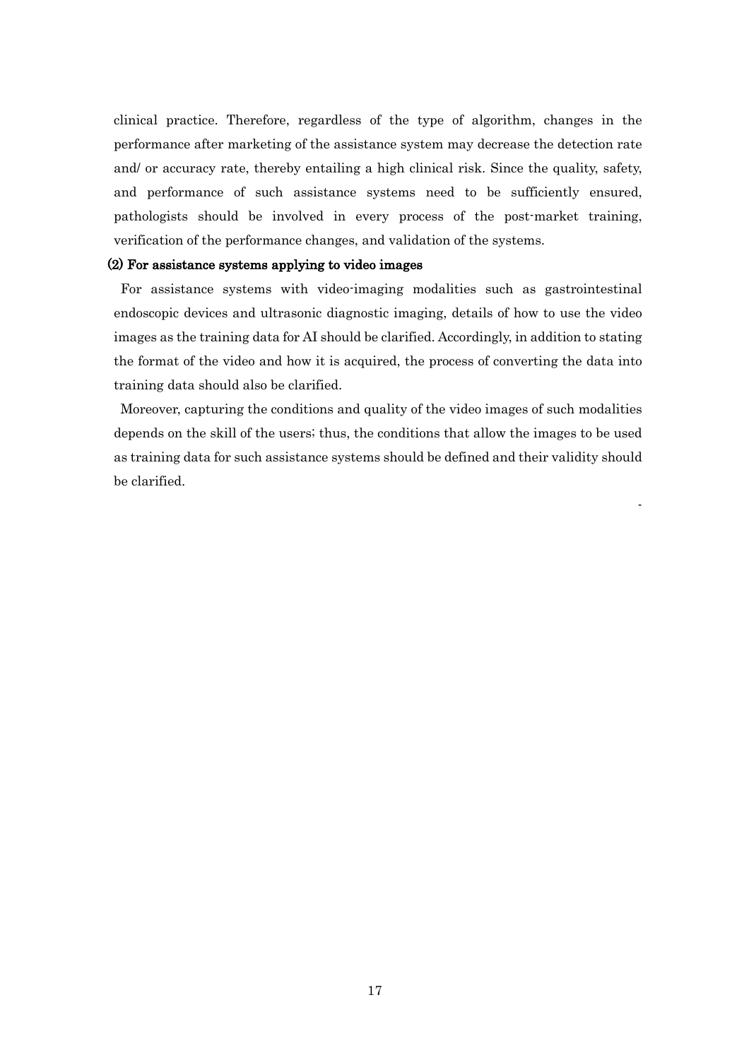clinical practice. Therefore, regardless of the type of algorithm, changes in the performance after marketing of the assistance system may decrease the detection rate and/ or accuracy rate, thereby entailing a high clinical risk. Since the quality, safety, and performance of such assistance systems need to be sufficiently ensured, pathologists should be involved in every process of the post-market training, verification of the performance changes, and validation of the systems.

**(2) For assistance systems applying to video images**

For assistance systems with video-imaging modalities such as gastrointestinal endoscopic devices and ultrasonic diagnostic imaging, details of how to use the video images as the training data for AI should be clarified. Accordingly, in addition to stating the format of the video and how it is acquired, the process of converting the data into training data should also be clarified.

Moreover, capturing the conditions and quality of the video images of such modalities depends on the skill of the users; thus, the conditions that allow the images to be used as training data for such assistance systems should be defined and their validity should be clarified.

-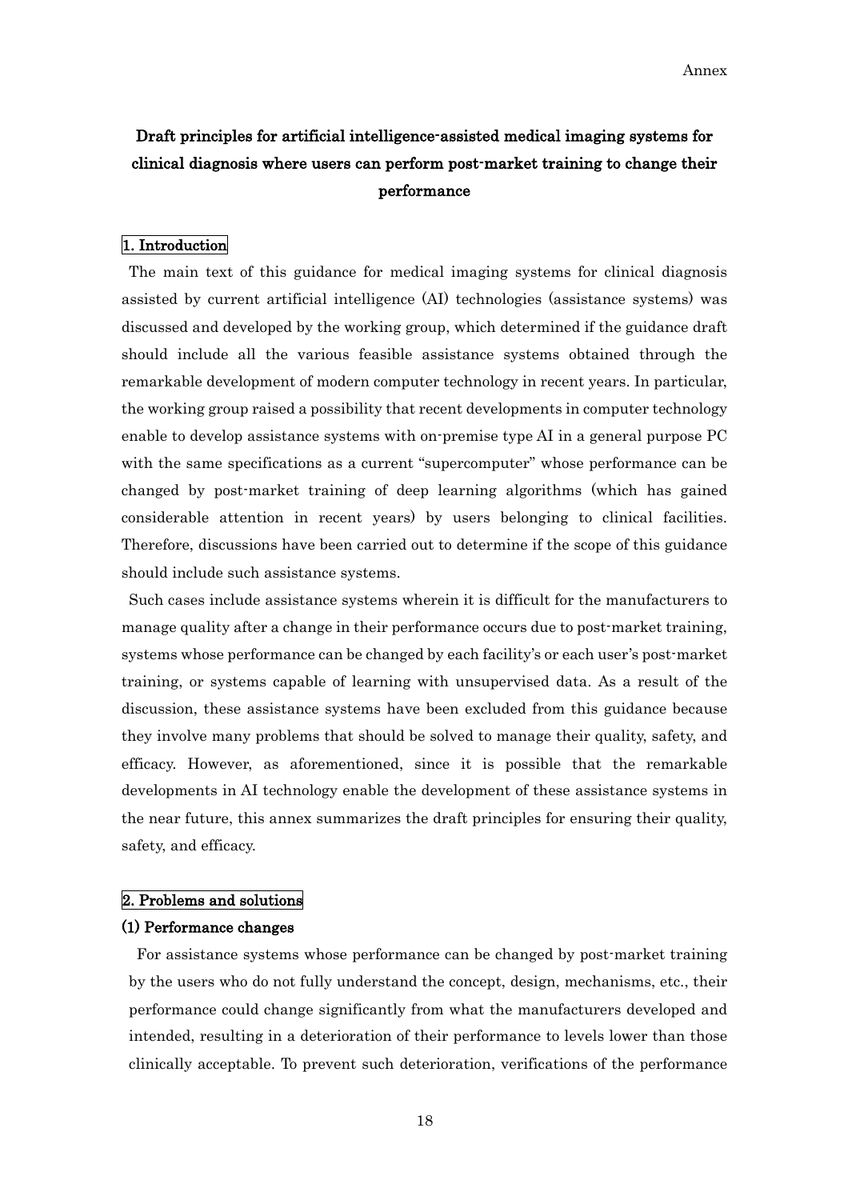Annex

# Draft principles for artificial intelligence-assisted medical imaging systems for clinical diagnosis where users can perform post-market training to change their performance

## 1. Introduction

The main text of this guidance for medical imaging systems for clinical diagnosis assisted by current artificial intelligence (AI) technologies (assistance systems) was discussed and developed by the working group, which determined if the guidance draft should include all the various feasible assistance systems obtained through the remarkable development of modern computer technology in recent years. In particular, the working group raised a possibility that recent developments in computer technology enable to develop assistance systems with on-premise type AI in a general purpose PC with the same specifications as a current "supercomputer" whose performance can be changed by post-market training of deep learning algorithms (which has gained considerable attention in recent years) by users belonging to clinical facilities. Therefore, discussions have been carried out to determine if the scope of this guidance should include such assistance systems.

Such cases include assistance systems wherein it is difficult for the manufacturers to manage quality after a change in their performance occurs due to post-market training, systems whose performance can be changed by each facility's or each user's post-market training, or systems capable of learning with unsupervised data. As a result of the discussion, these assistance systems have been excluded from this guidance because they involve many problems that should be solved to manage their quality, safety, and efficacy. However, as aforementioned, since it is possible that the remarkable developments in AI technology enable the development of these assistance systems in the near future, this annex summarizes the draft principles for ensuring their quality, safety, and efficacy.

## 2. Problems and solutions

### (1) Performance changes

For assistance systems whose performance can be changed by post-market training by the users who do not fully understand the concept, design, mechanisms, etc., their performance could change significantly from what the manufacturers developed and intended, resulting in a deterioration of their performance to levels lower than those clinically acceptable. To prevent such deterioration, verifications of the performance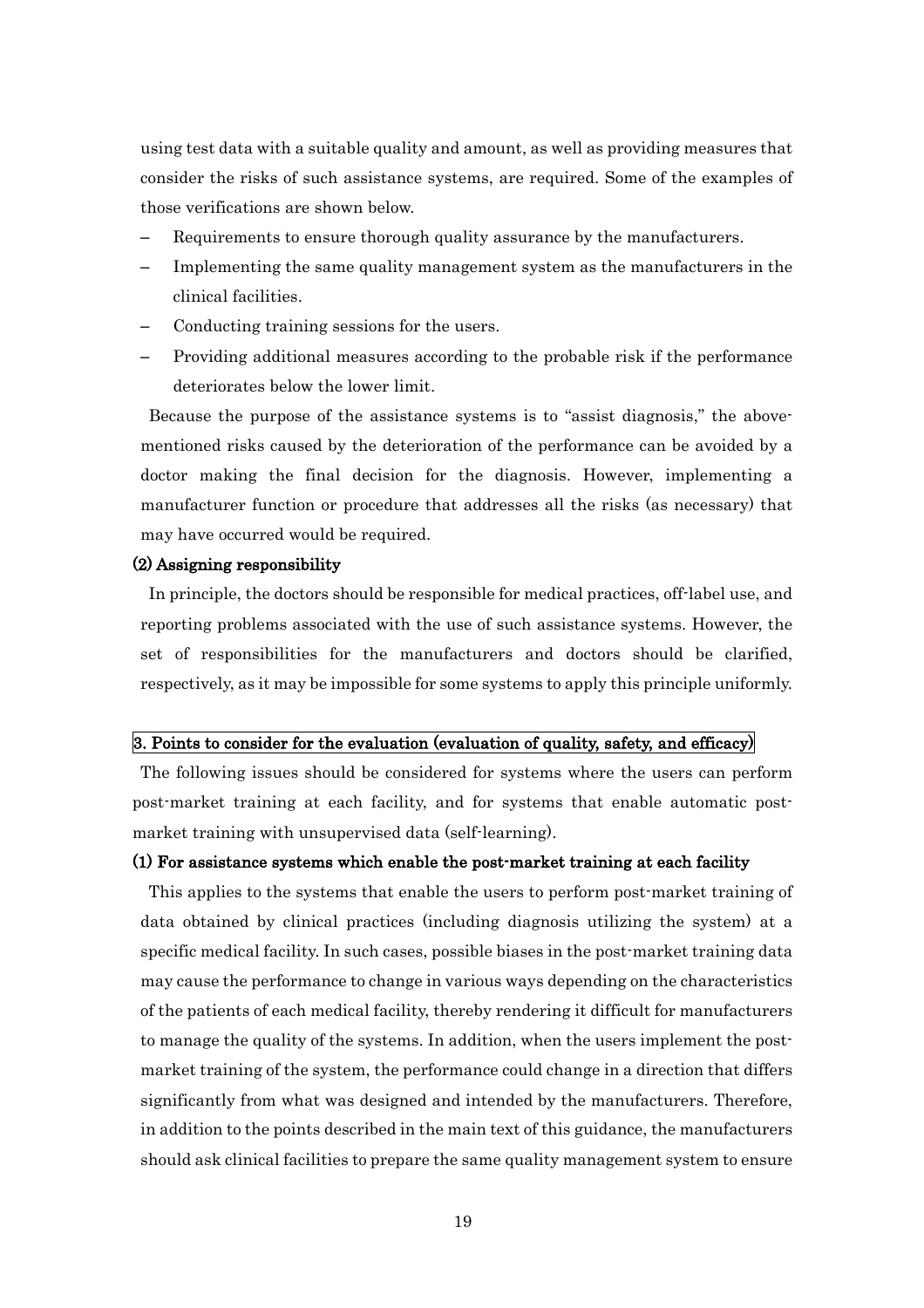using test data with a suitable quality and amount, as well as providing measures that consider the risks of such assistance systems, are required. Some of the examples of those verifications are shown below.

- Requirements to ensure thorough quality assurance by the manufacturers.
- Implementing the same quality management system as the manufacturers in the clinical facilities.
- Conducting training sessions for the users.
- Providing additional measures according to the probable risk if the performance deteriorates below the lower limit.

Because the purpose of the assistance systems is to "assist diagnosis," the above-mentioned risks caused by the deterioration of the performance can be avoided by a doctor making the final decision for the diagnosis. However, implementing a manufacturer function or procedure that addresses all the risks (as necessary) that may have occurred would be required.

**(2) Assigning responsibility**

In principle, the doctors should be responsible for medical practices, off-label use, and reporting problems associated with the use of such assistance systems. However, the set of responsibilities for the manufacturers and doctors should be clarified, respectively, as it may be impossible for some systems to apply this principle uniformly.

## 3. Points to consider for the evaluation (evaluation of quality, safety, and efficacy)

The following issues should be considered for systems where the users can perform post-market training at each facility, and for systems that enable automatic post-market training with unsupervised data (self-learning).

**(1) For assistance systems which enable the post-market training at each facility**

This applies to the systems that enable the users to perform post-market training of data obtained by clinical practices (including diagnosis utilizing the system) at a specific medical facility. In such cases, possible biases in the post-market training data may cause the performance to change in various ways depending on the characteristics of the patients of each medical facility, thereby rendering it difficult for manufacturers to manage the quality of the systems. In addition, when the users implement the post-market training of the system, the performance could change in a direction that differs significantly from what was designed and intended by the manufacturers. Therefore, in addition to the points described in the main text of this guidance, the manufacturers should ask clinical facilities to prepare the same quality management system to ensure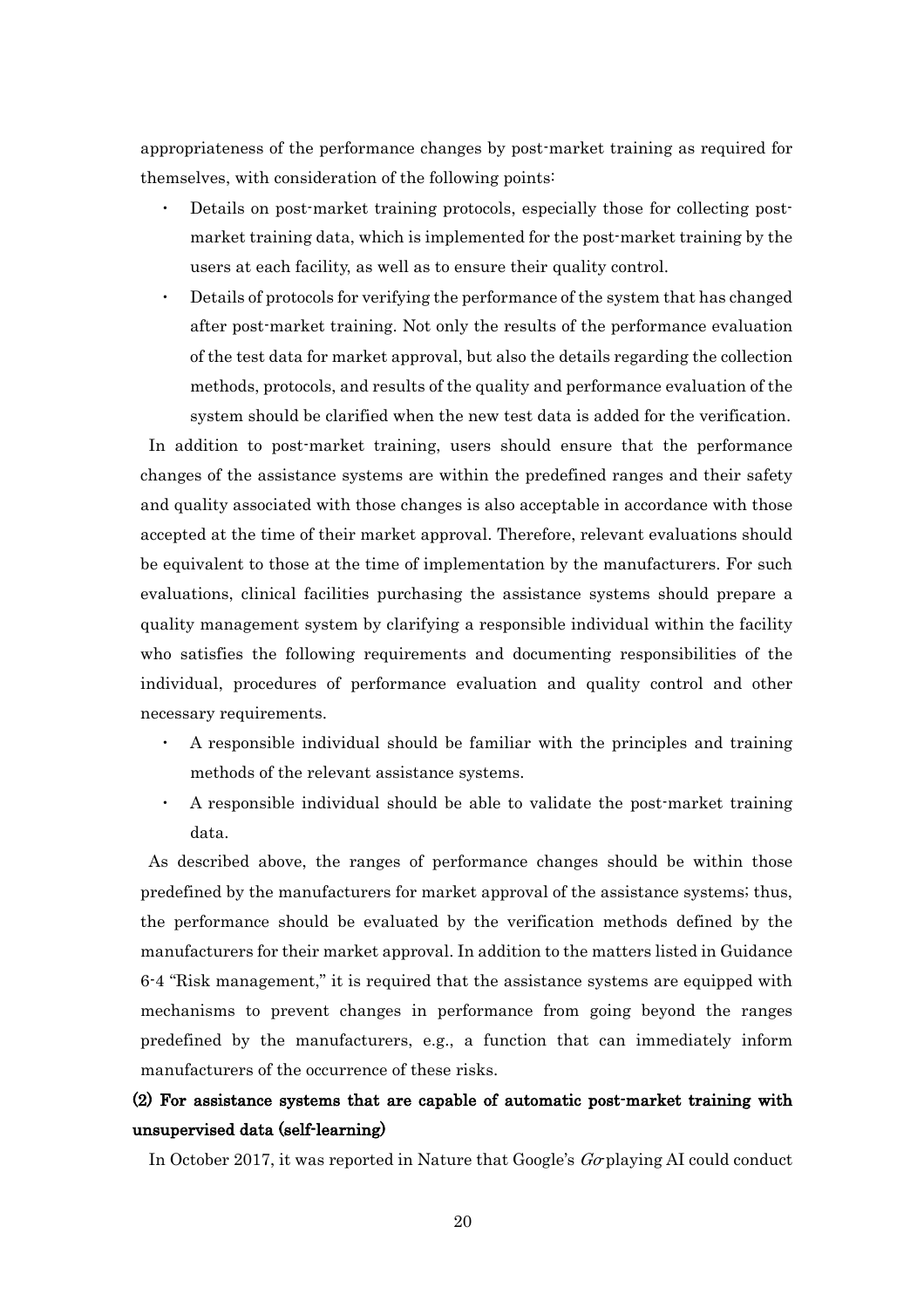appropriateness of the performance changes by post-market training as required for themselves, with consideration of the following points:

- Details on post-market training protocols, especially those for collecting post-market training data, which is implemented for the post-market training by the users at each facility, as well as to ensure their quality control.
- Details of protocols for verifying the performance of the system that has changed after post-market training. Not only the results of the performance evaluation of the test data for market approval, but also the details regarding the collection methods, protocols, and results of the quality and performance evaluation of the system should be clarified when the new test data is added for the verification.

In addition to post-market training, users should ensure that the performance changes of the assistance systems are within the predefined ranges and their safety and quality associated with those changes is also acceptable in accordance with those accepted at the time of their market approval. Therefore, relevant evaluations should be equivalent to those at the time of implementation by the manufacturers. For such evaluations, clinical facilities purchasing the assistance systems should prepare a quality management system by clarifying a responsible individual within the facility who satisfies the following requirements and documenting responsibilities of the individual, procedures of performance evaluation and quality control and other necessary requirements.

- A responsible individual should be familiar with the principles and training methods of the relevant assistance systems.
- A responsible individual should be able to validate the post-market training data.

As described above, the ranges of performance changes should be within those predefined by the manufacturers for market approval of the assistance systems; thus, the performance should be evaluated by the verification methods defined by the manufacturers for their market approval. In addition to the matters listed in Guidance 6-4 "Risk management," it is required that the assistance systems are equipped with mechanisms to prevent changes in performance from going beyond the ranges predefined by the manufacturers, e.g., a function that can immediately inform manufacturers of the occurrence of these risks.

**(2) For assistance systems that are capable of automatic post-market training with unsupervised data (self-learning)**

In October 2017, it was reported in Nature that Google's *Go* playing AI could conduct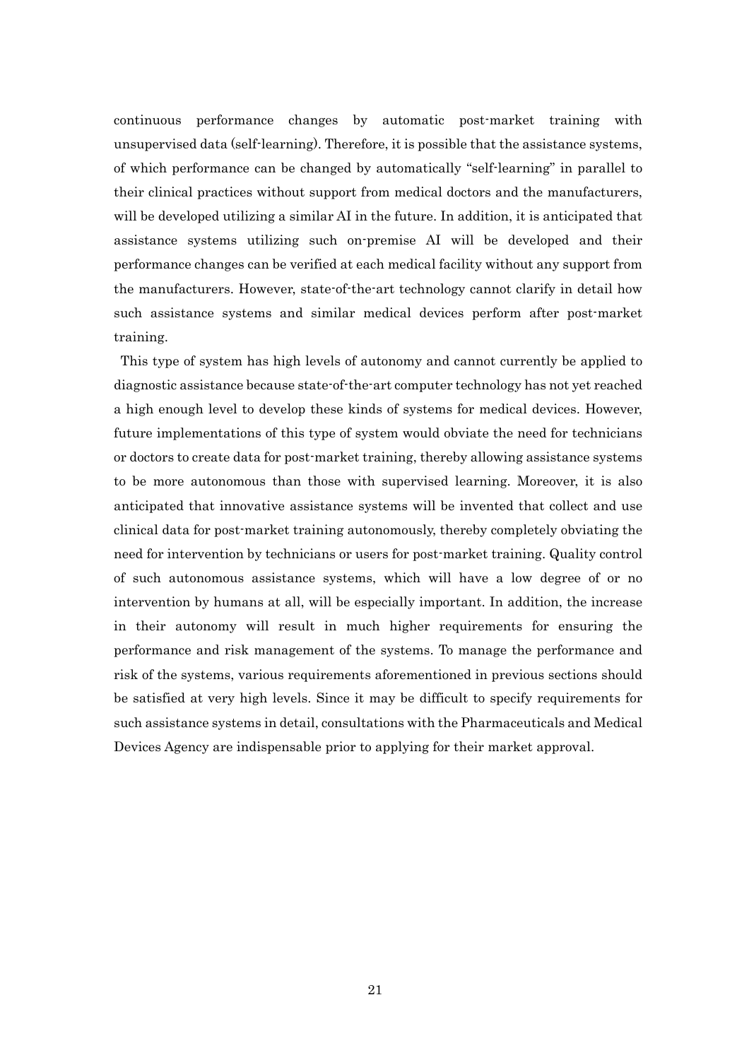continuous performance changes by automatic post-market training with unsupervised data (self-learning). Therefore, it is possible that the assistance systems, of which performance can be changed by automatically "self-learning" in parallel to their clinical practices without support from medical doctors and the manufacturers, will be developed utilizing a similar AI in the future. In addition, it is anticipated that assistance systems utilizing such on-premise AI will be developed and their performance changes can be verified at each medical facility without any support from the manufacturers. However, state-of-the-art technology cannot clarify in detail how such assistance systems and similar medical devices perform after post-market training.

This type of system has high levels of autonomy and cannot currently be applied to diagnostic assistance because state-of-the-art computer technology has not yet reached a high enough level to develop these kinds of systems for medical devices. However, future implementations of this type of system would obviate the need for technicians or doctors to create data for post-market training, thereby allowing assistance systems to be more autonomous than those with supervised learning. Moreover, it is also anticipated that innovative assistance systems will be invented that collect and use clinical data for post-market training autonomously, thereby completely obviating the need for intervention by technicians or users for post-market training. Quality control of such autonomous assistance systems, which will have a low degree of or no intervention by humans at all, will be especially important. In addition, the increase in their autonomy will result in much higher requirements for ensuring the performance and risk management of the systems. To manage the performance and risk of the systems, various requirements aforementioned in previous sections should be satisfied at very high levels. Since it may be difficult to specify requirements for such assistance systems in detail, consultations with the Pharmaceuticals and Medical Devices Agency are indispensable prior to applying for their market approval.